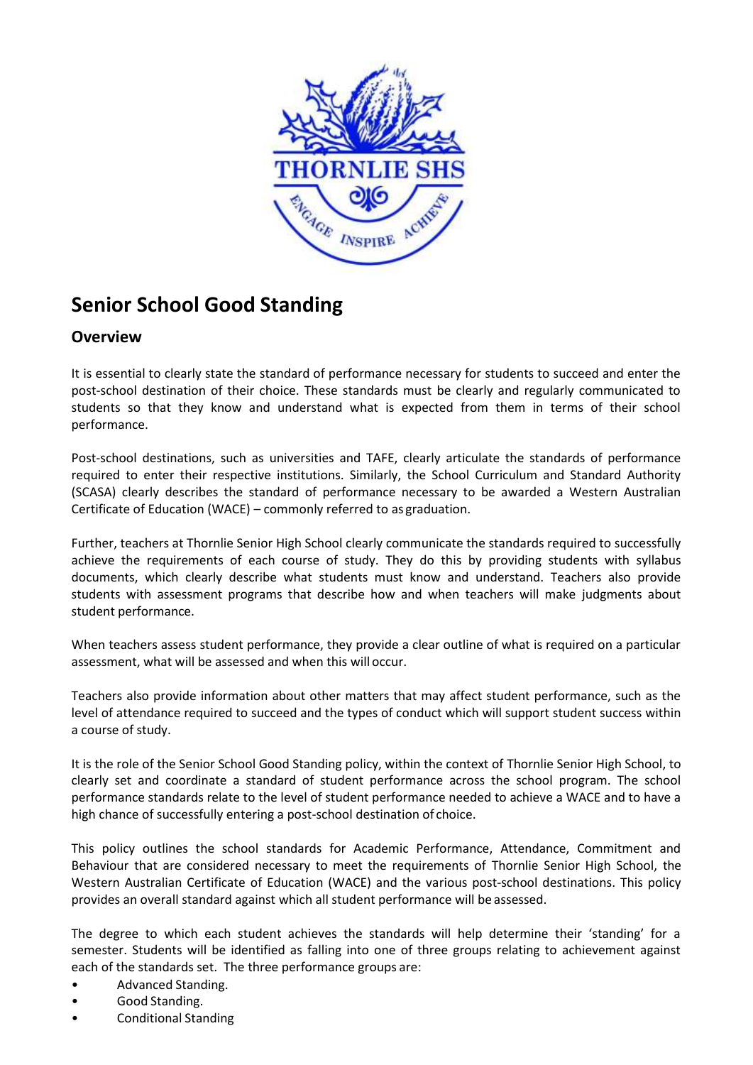# Senior School Good Standing

## Overview

It is essential to clearly state the standard of performance necessary for students to succeed and enter the post-school destination of their choice. These standards must be clearly and regularly communicated to students so that they know and understand what is expected from them in terms of their school performance.

Post-school destinations, such as universities and TAFE, clearly articulate the standards of performance required to enter their respective institutions. Similarly, the School Curriculum and Standard Authority (SCASA) clearly describes the standard of performance necessary to be awarded a Western Australian Certificate of Education (WACE) – commonly referred to as graduation.

Further, teachers at Thornlie Senior High School clearly communicate the standards required to successfully achieve the requirements of each course of study. They do this by providing students with syllabus documents, which clearly describe what students must know and understand. Teachers also provide students with assessment programs that describe how and when teachers will make judgments about student performance.

When teachers assess student performance, they provide a clear outline of what is required on a particular assessment, what will be assessed and when this will occur.

Teachers also provide information about other matters that may affect student performance, such as the level of attendance required to succeed and the types of conduct which will support student success within a course of study.

It is the role of the Senior School Good Standing policy, within the context of Thornlie Senior High School, to clearly set and coordinate a standard of student performance across the school program. The school performance standards relate to the level of student performance needed to achieve a WACE and to have a high chance of successfully entering a post-school destination of choice.

This policy outlines the school standards for Academic Performance, Attendance, Commitment and Behaviour that are considered necessary to meet the requirements of Thornlie Senior High School, the Western Australian Certificate of Education (WACE) and the various post-school destinations. This policy provides an overall standard against which all student performance will be assessed.

The degree to which each student achieves the standards will help determine their 'standing' for a semester. Students will be identified as falling into one of three groups relating to achievement against each of the standards set. The three performance groups are:

- Advanced Standing.
- Good Standing.
- Conditional Standing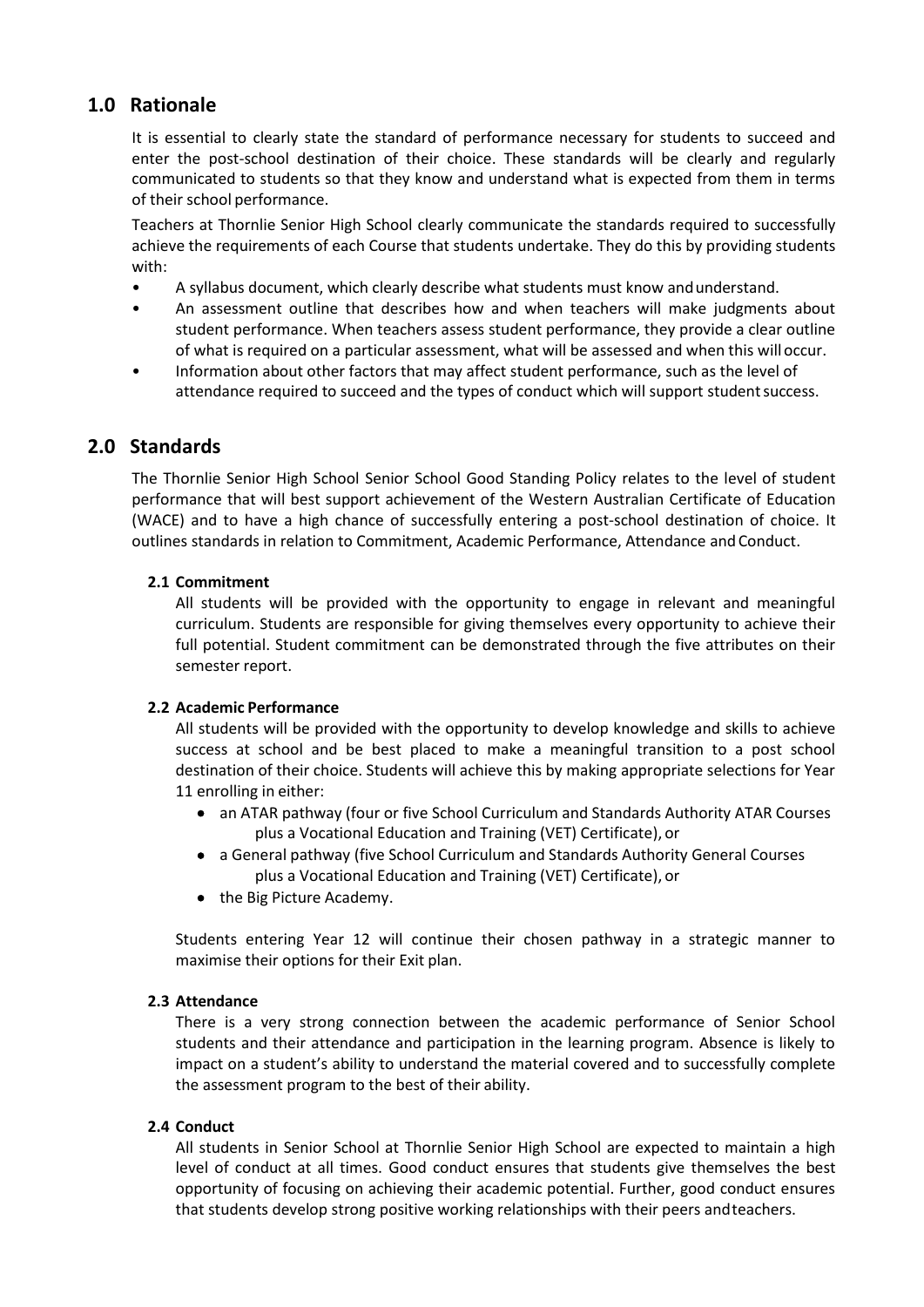## 1.0 Rationale

It is essential to clearly state the standard of performance necessary for students to succeed and enter the post-school destination of their choice. These standards will be clearly and regularly communicated to students so that they know and understand what is expected from them in terms of their school performance.

Teachers at Thornlie Senior High School clearly communicate the standards required to successfully achieve the requirements of each Course that students undertake. They do this by providing students with:

- A syllabus document, which clearly describe what students must know and understand.
- An assessment outline that describes how and when teachers will make judgments about student performance. When teachers assess student performance, they provide a clear outline of what is required on a particular assessment, what will be assessed and when this will occur.
- Information about other factors that may affect student performance, such as the level of attendance required to succeed and the types of conduct which will support student success.

## 2.0 Standards

The Thornlie Senior High School Senior School Good Standing Policy relates to the level of student performance that will best support achievement of the Western Australian Certificate of Education (WACE) and to have a high chance of successfully entering a post-school destination of choice. It outlines standards in relation to Commitment, Academic Performance, Attendance and Conduct.

### 2.1 Commitment

All students will be provided with the opportunity to engage in relevant and meaningful curriculum. Students are responsible for giving themselves every opportunity to achieve their full potential. Student commitment can be demonstrated through the five attributes on their semester report.

### 2.2 Academic Performance

All students will be provided with the opportunity to develop knowledge and skills to achieve success at school and be best placed to make a meaningful transition to a post school destination of their choice. Students will achieve this by making appropriate selections for Year 11 enrolling in either:

- an ATAR pathway (four or five School Curriculum and Standards Authority ATAR Courses plus a Vocational Education and Training (VET) Certificate), or
- a General pathway (five School Curriculum and Standards Authority General Courses plus a Vocational Education and Training (VET) Certificate), or
- the Big Picture Academy.

Students entering Year 12 will continue their chosen pathway in a strategic manner to maximise their options for their Exit plan.

### 2.3 Attendance

There is a very strong connection between the academic performance of Senior School students and their attendance and participation in the learning program. Absence is likely to impact on a student's ability to understand the material covered and to successfully complete the assessment program to the best of their ability.

### 2.4 Conduct

All students in Senior School at Thornlie Senior High School are expected to maintain a high level of conduct at all times. Good conduct ensures that students give themselves the best opportunity of focusing on achieving their academic potential. Further, good conduct ensures that students develop strong positive working relationships with their peers and teachers.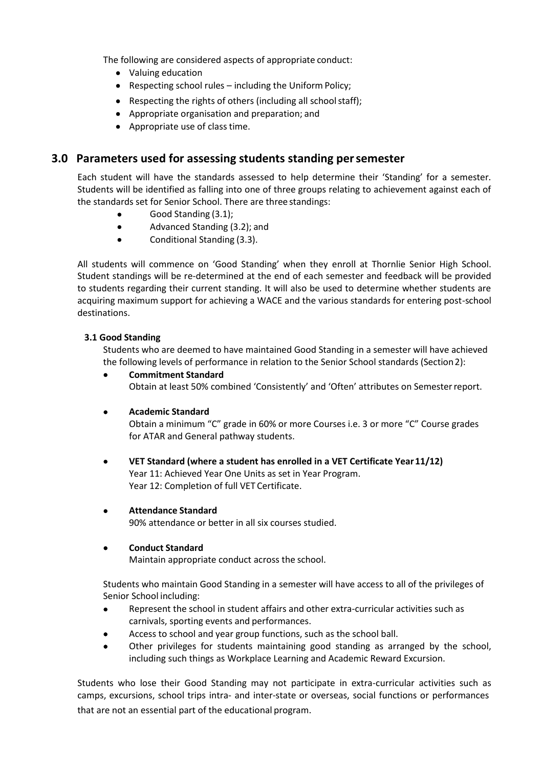The following are considered aspects of appropriate conduct:

- Valuing education
- Respecting school rules – including the Uniform Policy;
- Respecting the rights of others (including all school staff);
- Appropriate organisation and preparation; and
- Appropriate use of class time.

## 3.0 Parameters used for assessing students standing per semester

Each student will have the standards assessed to help determine their 'Standing' for a semester. Students will be identified as falling into one of three groups relating to achievement against each of the standards set for Senior School. There are three standings:

- Good Standing (3.1);
- Advanced Standing (3.2); and
- Conditional Standing (3.3).

All students will commence on 'Good Standing' when they enroll at Thornlie Senior High School. Student standings will be re-determined at the end of each semester and feedback will be provided to students regarding their current standing. It will also be used to determine whether students are acquiring maximum support for achieving a WACE and the various standards for entering post-school destinations.

### 3.1 Good Standing

Students who are deemed to have maintained Good Standing in a semester will have achieved the following levels of performance in relation to the Senior School standards (Section 2):

- **Commitment Standard**
  Obtain at least 50% combined 'Consistently' and 'Often' attributes on Semester report.

- **Academic Standard**
  Obtain a minimum "C" grade in 60% or more Courses i.e. 3 or more "C" Course grades for ATAR and General pathway students.

- **VET Standard (where a student has enrolled in a VET Certificate Year 11/12)**
  Year 11: Achieved Year One Units as set in Year Program.
  Year 12: Completion of full VET Certificate.

- **Attendance Standard**
  90% attendance or better in all six courses studied.

- **Conduct Standard**
  Maintain appropriate conduct across the school.

Students who maintain Good Standing in a semester will have access to all of the privileges of Senior School including:

- Represent the school in student affairs and other extra-curricular activities such as carnivals, sporting events and performances.
- Access to school and year group functions, such as the school ball.
- Other privileges for students maintaining good standing as arranged by the school, including such things as Workplace Learning and Academic Reward Excursion.

Students who lose their Good Standing may not participate in extra-curricular activities such as camps, excursions, school trips intra- and inter-state or overseas, social functions or performances that are not an essential part of the educational program.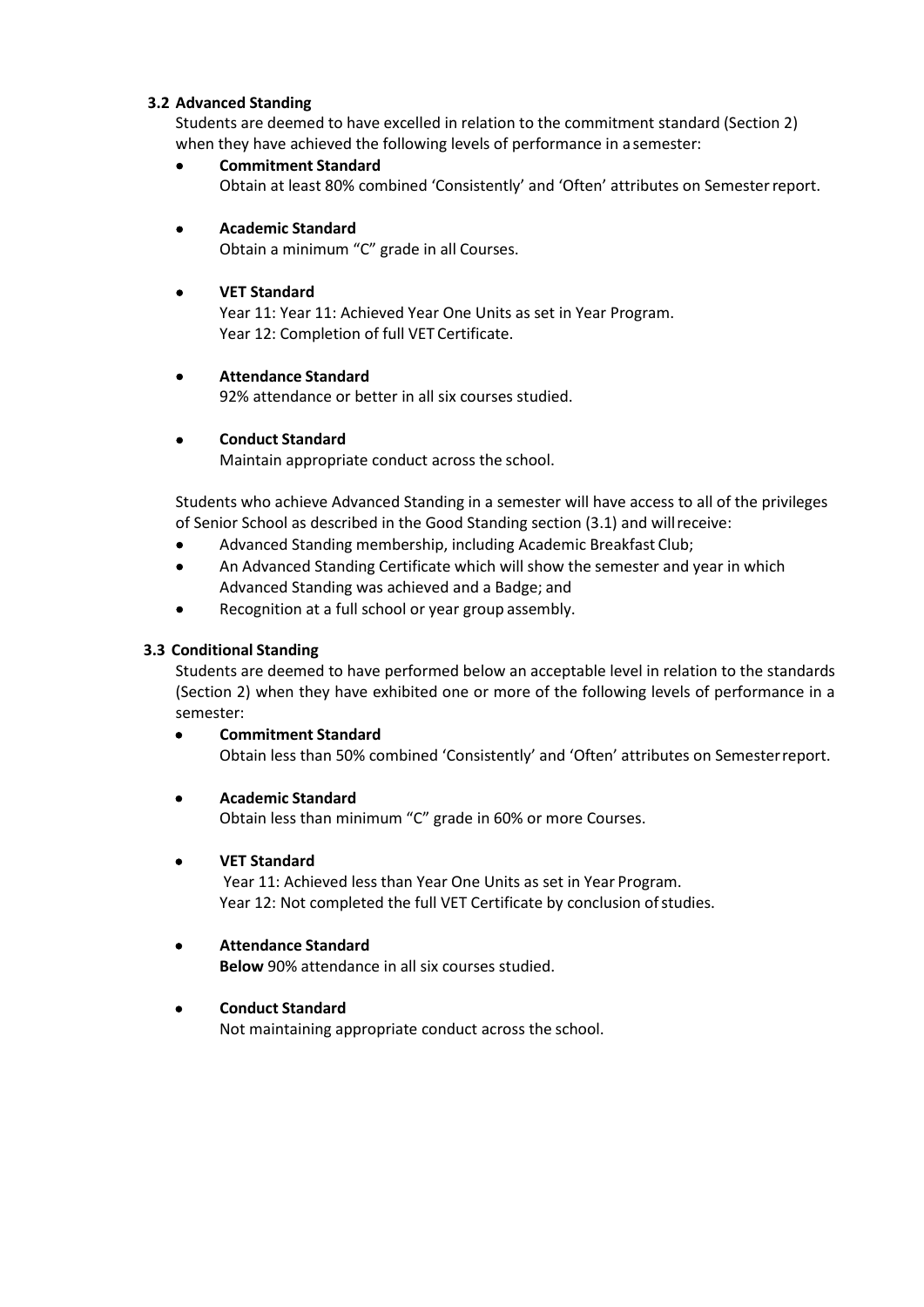### 3.2 Advanced Standing

Students are deemed to have excelled in relation to the commitment standard (Section 2) when they have achieved the following levels of performance in a semester:

- **Commitment Standard**
  Obtain at least 80% combined 'Consistently' and 'Often' attributes on Semester report.

- **Academic Standard**
  Obtain a minimum "C" grade in all Courses.

- **VET Standard**
  Year 11: Year 11: Achieved Year One Units as set in Year Program.
  Year 12: Completion of full VET Certificate.

- **Attendance Standard**
  92% attendance or better in all six courses studied.

- **Conduct Standard**
  Maintain appropriate conduct across the school.

Students who achieve Advanced Standing in a semester will have access to all of the privileges of Senior School as described in the Good Standing section (3.1) and will receive:

- Advanced Standing membership, including Academic Breakfast Club;
- An Advanced Standing Certificate which will show the semester and year in which Advanced Standing was achieved and a Badge; and
- Recognition at a full school or year group assembly.

### 3.3 Conditional Standing

Students are deemed to have performed below an acceptable level in relation to the standards (Section 2) when they have exhibited one or more of the following levels of performance in a semester:

- **Commitment Standard**
  Obtain less than 50% combined 'Consistently' and 'Often' attributes on Semester report.

- **Academic Standard**
  Obtain less than minimum "C" grade in 60% or more Courses.

- **VET Standard**
  Year 11: Achieved less than Year One Units as set in Year Program.
  Year 12: Not completed the full VET Certificate by conclusion of studies.

- **Attendance Standard**
  **Below** 90% attendance in all six courses studied.

- **Conduct Standard**
  Not maintaining appropriate conduct across the school.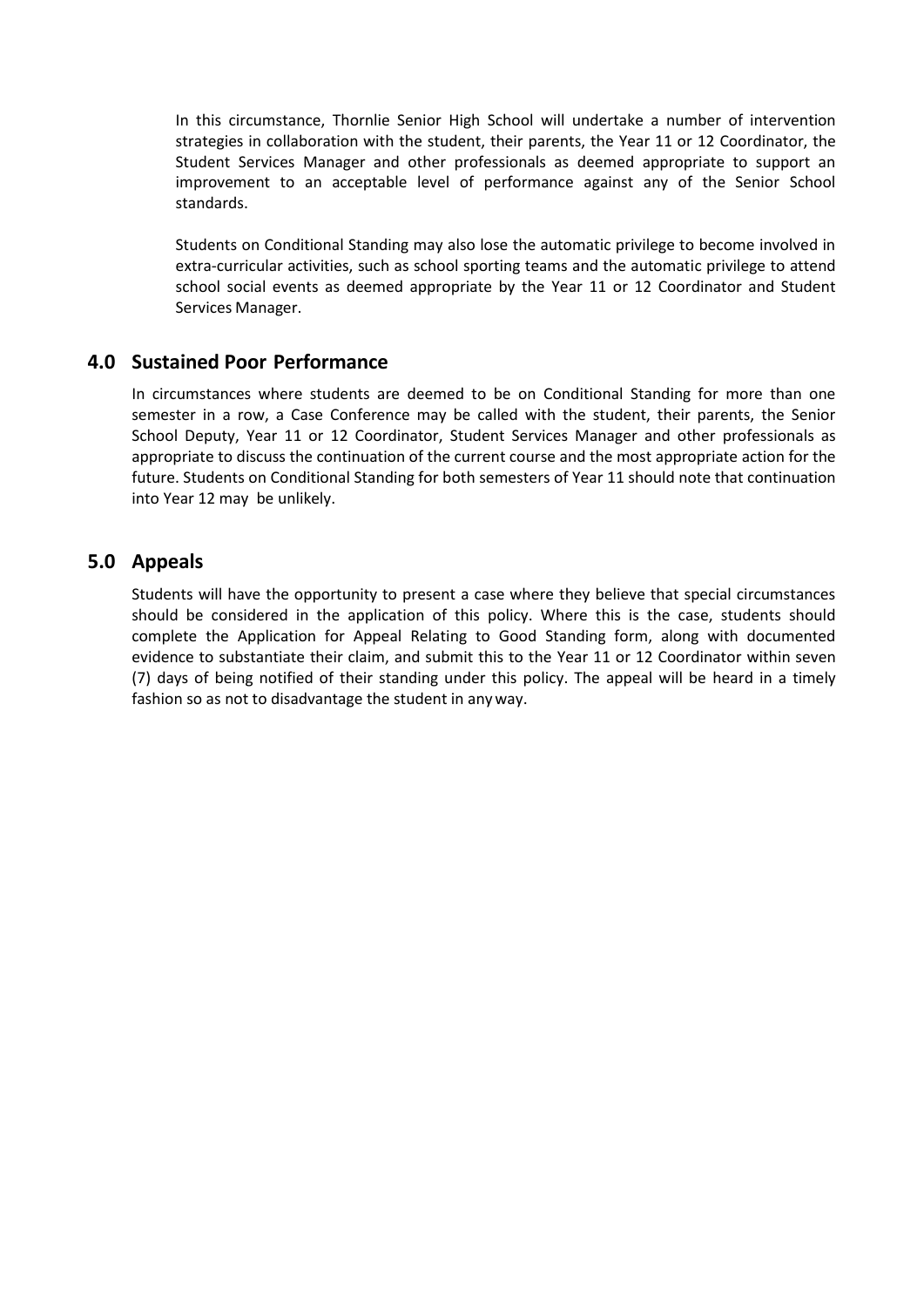In this circumstance, Thornlie Senior High School will undertake a number of intervention strategies in collaboration with the student, their parents, the Year 11 or 12 Coordinator, the Student Services Manager and other professionals as deemed appropriate to support an improvement to an acceptable level of performance against any of the Senior School standards.

Students on Conditional Standing may also lose the automatic privilege to become involved in extra-curricular activities, such as school sporting teams and the automatic privilege to attend school social events as deemed appropriate by the Year 11 or 12 Coordinator and Student Services Manager.

## 4.0 Sustained Poor Performance

In circumstances where students are deemed to be on Conditional Standing for more than one semester in a row, a Case Conference may be called with the student, their parents, the Senior School Deputy, Year 11 or 12 Coordinator, Student Services Manager and other professionals as appropriate to discuss the continuation of the current course and the most appropriate action for the future. Students on Conditional Standing for both semesters of Year 11 should note that continuation into Year 12 may be unlikely.

## 5.0 Appeals

Students will have the opportunity to present a case where they believe that special circumstances should be considered in the application of this policy. Where this is the case, students should complete the Application for Appeal Relating to Good Standing form, along with documented evidence to substantiate their claim, and submit this to the Year 11 or 12 Coordinator within seven (7) days of being notified of their standing under this policy. The appeal will be heard in a timely fashion so as not to disadvantage the student in any way.